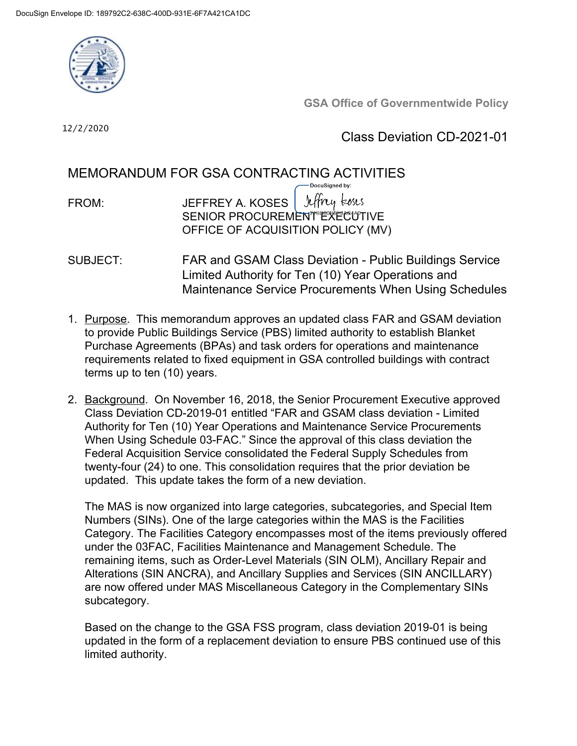DocuSign Envelope ID: 189792C2-638C-400D-931E-6F7A421CA1DC

**GSA Office of Governmentwide Policy**

12/2/2020

Class Deviation CD-2021-01

# MEMORANDUM FOR GSA CONTRACTING ACTIVITIES

FROM: JEFFREY A. KOSES
SENIOR PROCUREMENT EXECUTIVE
OFFICE OF ACQUISITION POLICY (MV)

SUBJECT: FAR and GSAM Class Deviation - Public Buildings Service Limited Authority for Ten (10) Year Operations and Maintenance Service Procurements When Using Schedules

1. Purpose. This memorandum approves an updated class FAR and GSAM deviation to provide Public Buildings Service (PBS) limited authority to establish Blanket Purchase Agreements (BPAs) and task orders for operations and maintenance requirements related to fixed equipment in GSA controlled buildings with contract terms up to ten (10) years.

2. Background. On November 16, 2018, the Senior Procurement Executive approved Class Deviation CD-2019-01 entitled "FAR and GSAM class deviation - Limited Authority for Ten (10) Year Operations and Maintenance Service Procurements When Using Schedule 03-FAC." Since the approval of this class deviation the Federal Acquisition Service consolidated the Federal Supply Schedules from twenty-four (24) to one. This consolidation requires that the prior deviation be updated. This update takes the form of a new deviation.

   The MAS is now organized into large categories, subcategories, and Special Item Numbers (SINs). One of the large categories within the MAS is the Facilities Category. The Facilities Category encompasses most of the items previously offered under the 03FAC, Facilities Maintenance and Management Schedule. The remaining items, such as Order-Level Materials (SIN OLM), Ancillary Repair and Alterations (SIN ANCRA), and Ancillary Supplies and Services (SIN ANCILLARY) are now offered under MAS Miscellaneous Category in the Complementary SINs subcategory.

   Based on the change to the GSA FSS program, class deviation 2019-01 is being updated in the form of a replacement deviation to ensure PBS continued use of this limited authority.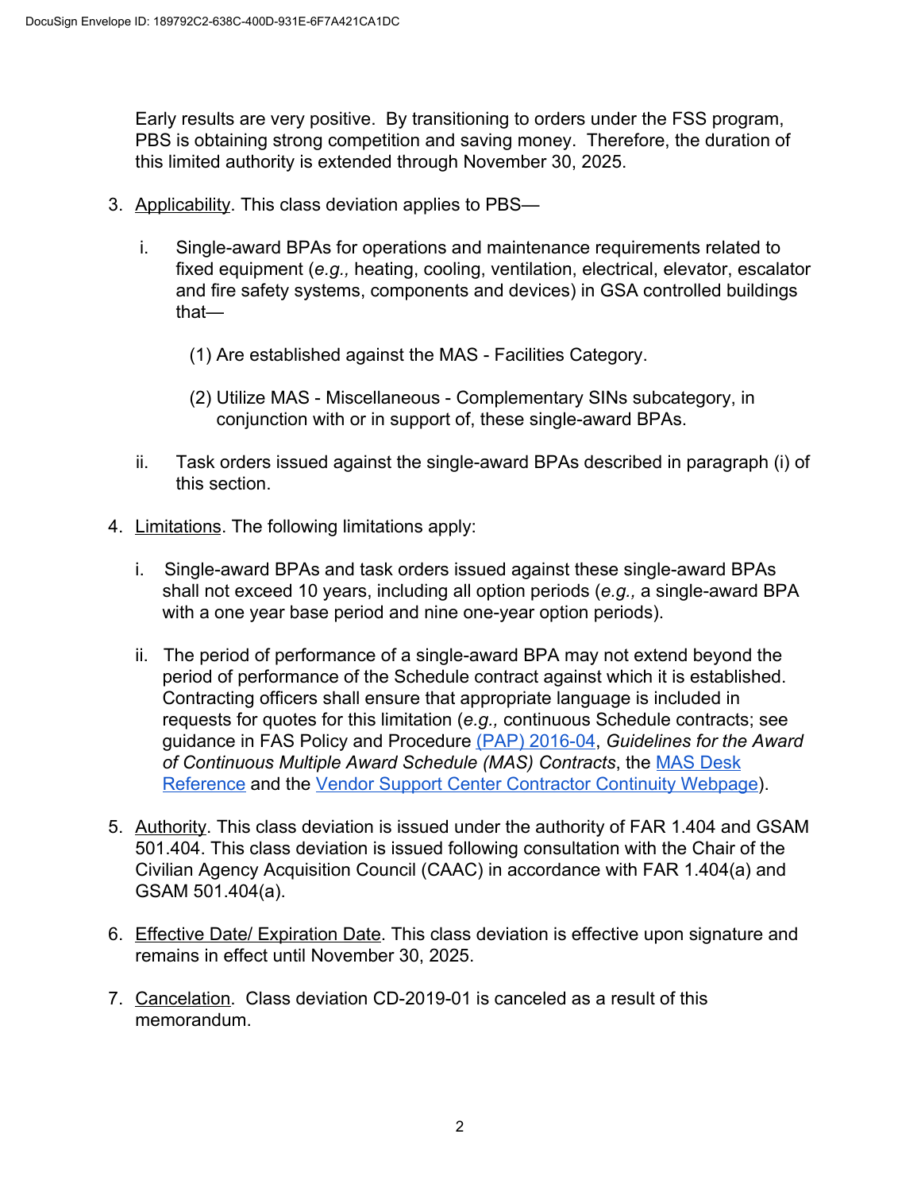Early results are very positive. By transitioning to orders under the FSS program, PBS is obtaining strong competition and saving money. Therefore, the duration of this limited authority is extended through November 30, 2025.

3. Applicability. This class deviation applies to PBS—

   i. Single-award BPAs for operations and maintenance requirements related to fixed equipment (*e.g.,* heating, cooling, ventilation, electrical, elevator, escalator and fire safety systems, components and devices) in GSA controlled buildings that—

      (1) Are established against the MAS - Facilities Category.

      (2) Utilize MAS - Miscellaneous - Complementary SINs subcategory, in conjunction with or in support of, these single-award BPAs.

   ii. Task orders issued against the single-award BPAs described in paragraph (i) of this section.

4. Limitations. The following limitations apply:

   i. Single-award BPAs and task orders issued against these single-award BPAs shall not exceed 10 years, including all option periods (*e.g.,* a single-award BPA with a one year base period and nine one-year option periods).

   ii. The period of performance of a single-award BPA may not extend beyond the period of performance of the Schedule contract against which it is established. Contracting officers shall ensure that appropriate language is included in requests for quotes for this limitation (*e.g.,* continuous Schedule contracts; see guidance in FAS Policy and Procedure (PAP) 2016-04, *Guidelines for the Award of Continuous Multiple Award Schedule (MAS) Contracts*, the MAS Desk Reference and the Vendor Support Center Contractor Continuity Webpage).

5. Authority. This class deviation is issued under the authority of FAR 1.404 and GSAM 501.404. This class deviation is issued following consultation with the Chair of the Civilian Agency Acquisition Council (CAAC) in accordance with FAR 1.404(a) and GSAM 501.404(a).

6. Effective Date/ Expiration Date. This class deviation is effective upon signature and remains in effect until November 30, 2025.

7. Cancelation. Class deviation CD-2019-01 is canceled as a result of this memorandum.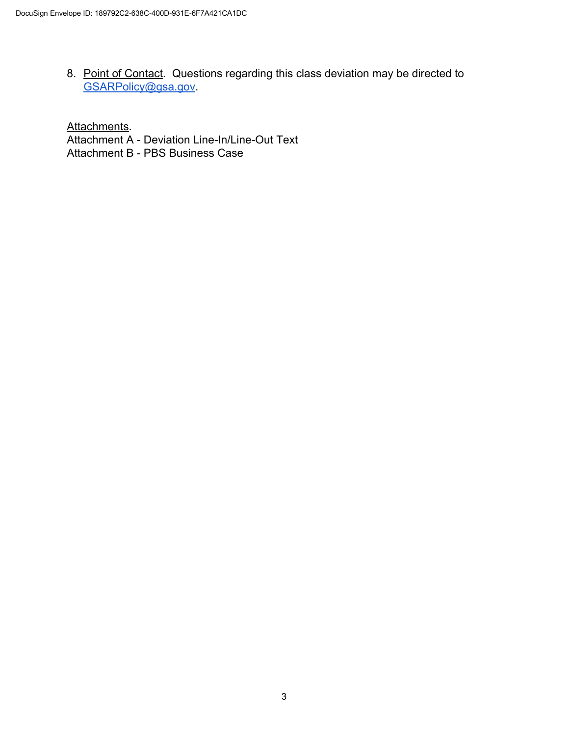8. <u>Point of Contact</u>. Questions regarding this class deviation may be directed to [GSARPolicy@gsa.gov](mailto:GSARPolicy@gsa.gov).

<u>Attachments</u>.
Attachment A - Deviation Line-In/Line-Out Text
Attachment B - PBS Business Case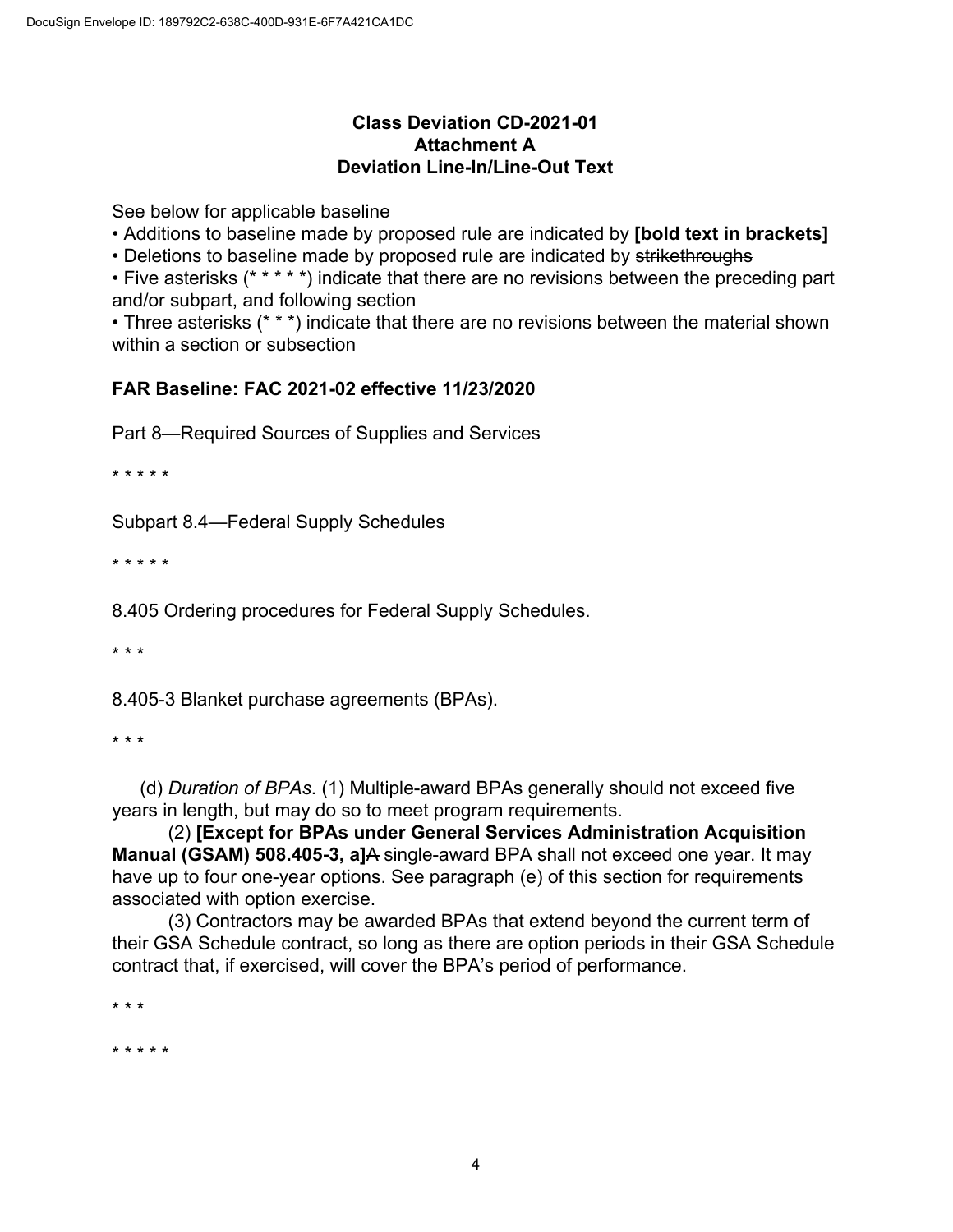**Class Deviation CD-2021-01**
**Attachment A**
**Deviation Line-In/Line-Out Text**

See below for applicable baseline

- Additions to baseline made by proposed rule are indicated by **[bold text in brackets]**
- Deletions to baseline made by proposed rule are indicated by ~~strikethroughs~~
- Five asterisks (* * * * *) indicate that there are no revisions between the preceding part and/or subpart, and following section
- Three asterisks (* * *) indicate that there are no revisions between the material shown within a section or subsection

**FAR Baseline: FAC 2021-02 effective 11/23/2020**

Part 8—Required Sources of Supplies and Services

* * * * *

Subpart 8.4—Federal Supply Schedules

* * * * *

8.405 Ordering procedures for Federal Supply Schedules.

* * *

8.405-3 Blanket purchase agreements (BPAs).

* * *

(d) *Duration of BPAs*. (1) Multiple-award BPAs generally should not exceed five years in length, but may do so to meet program requirements.

(2) **[Except for BPAs under General Services Administration Acquisition Manual (GSAM) 508.405-3, a]**~~A~~ single-award BPA shall not exceed one year. It may have up to four one-year options. See paragraph (e) of this section for requirements associated with option exercise.

(3) Contractors may be awarded BPAs that extend beyond the current term of their GSA Schedule contract, so long as there are option periods in their GSA Schedule contract that, if exercised, will cover the BPA's period of performance.

* * *

* * * * *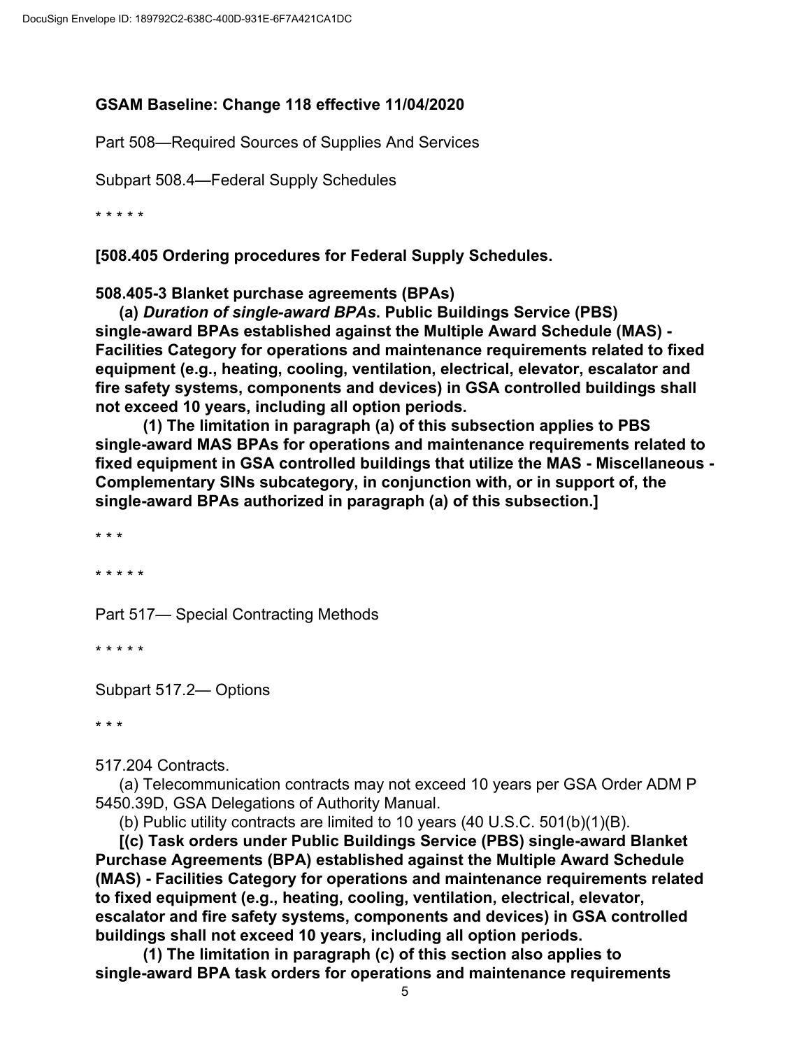**GSAM Baseline: Change 118 effective 11/04/2020**

Part 508—Required Sources of Supplies And Services

Subpart 508.4—Federal Supply Schedules

* * * * *

**[508.405 Ordering procedures for Federal Supply Schedules.**

**508.405-3 Blanket purchase agreements (BPAs)**

**(a) *Duration of single-award BPAs*. Public Buildings Service (PBS) single-award BPAs established against the Multiple Award Schedule (MAS) - Facilities Category for operations and maintenance requirements related to fixed equipment (e.g., heating, cooling, ventilation, electrical, elevator, escalator and fire safety systems, components and devices) in GSA controlled buildings shall not exceed 10 years, including all option periods.**

**(1) The limitation in paragraph (a) of this subsection applies to PBS single-award MAS BPAs for operations and maintenance requirements related to fixed equipment in GSA controlled buildings that utilize the MAS - Miscellaneous - Complementary SINs subcategory, in conjunction with, or in support of, the single-award BPAs authorized in paragraph (a) of this subsection.]**

* * *

* * * * *

Part 517— Special Contracting Methods

* * * * *

Subpart 517.2— Options

* * *

517.204 Contracts.

(a) Telecommunication contracts may not exceed 10 years per GSA Order ADM P 5450.39D, GSA Delegations of Authority Manual.

(b) Public utility contracts are limited to 10 years (40 U.S.C. 501(b)(1)(B).

**[(c) Task orders under Public Buildings Service (PBS) single-award Blanket Purchase Agreements (BPA) established against the Multiple Award Schedule (MAS) - Facilities Category for operations and maintenance requirements related to fixed equipment (e.g., heating, cooling, ventilation, electrical, elevator, escalator and fire safety systems, components and devices) in GSA controlled buildings shall not exceed 10 years, including all option periods.**

**(1) The limitation in paragraph (c) of this section also applies to single-award BPA task orders for operations and maintenance requirements**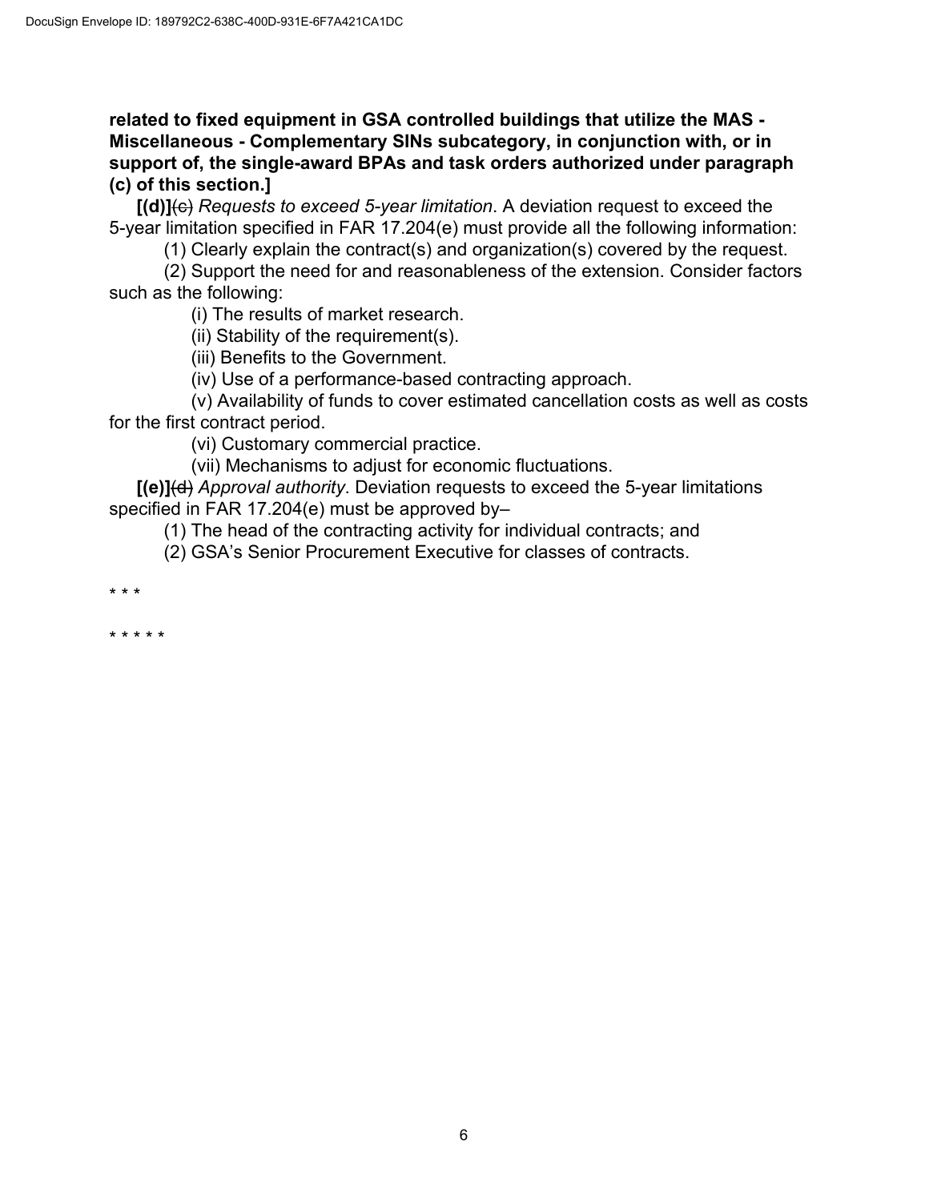**related to fixed equipment in GSA controlled buildings that utilize the MAS - Miscellaneous - Complementary SINs subcategory, in conjunction with, or in support of, the single-award BPAs and task orders authorized under paragraph (c) of this section.]**

**[(d)]**~~(c)~~ *Requests to exceed 5-year limitation*. A deviation request to exceed the 5-year limitation specified in FAR 17.204(e) must provide all the following information:

(1) Clearly explain the contract(s) and organization(s) covered by the request.

(2) Support the need for and reasonableness of the extension. Consider factors such as the following:

(i) The results of market research.

(ii) Stability of the requirement(s).

(iii) Benefits to the Government.

(iv) Use of a performance-based contracting approach.

(v) Availability of funds to cover estimated cancellation costs as well as costs for the first contract period.

(vi) Customary commercial practice.

(vii) Mechanisms to adjust for economic fluctuations.

**[(e)]**~~(d)~~ *Approval authority*. Deviation requests to exceed the 5-year limitations specified in FAR 17.204(e) must be approved by–

(1) The head of the contracting activity for individual contracts; and

(2) GSA's Senior Procurement Executive for classes of contracts.

\* \* \*

\* \* \* \* \*